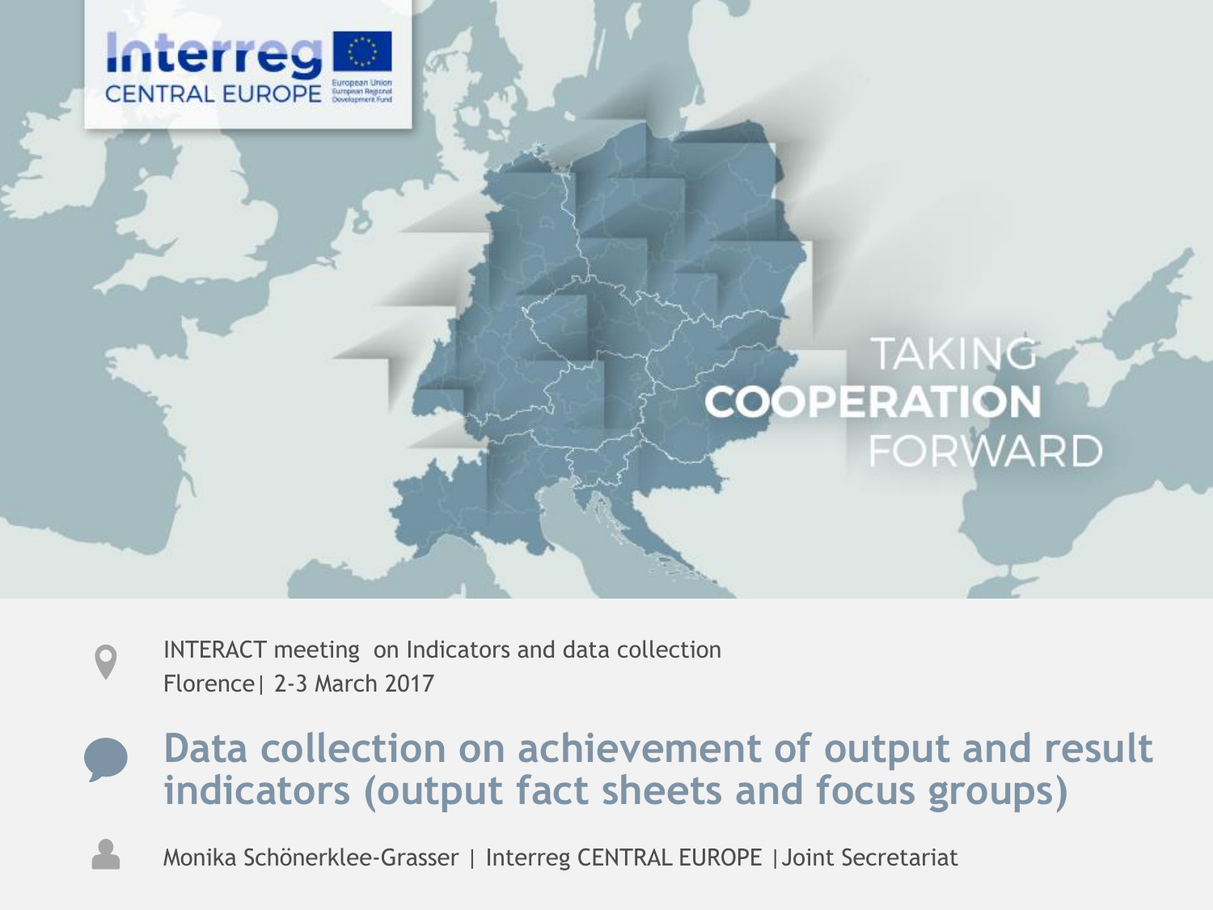Interreg CENTRAL EUROPE

TAKING COOPERATION FORWARD

INTERACT meeting on Indicators and data collection
Florence| 2-3 March 2017

# Data collection on achievement of output and result indicators (output fact sheets and focus groups)

Monika Schönerklee-Grasser | Interreg CENTRAL EUROPE |Joint Secretariat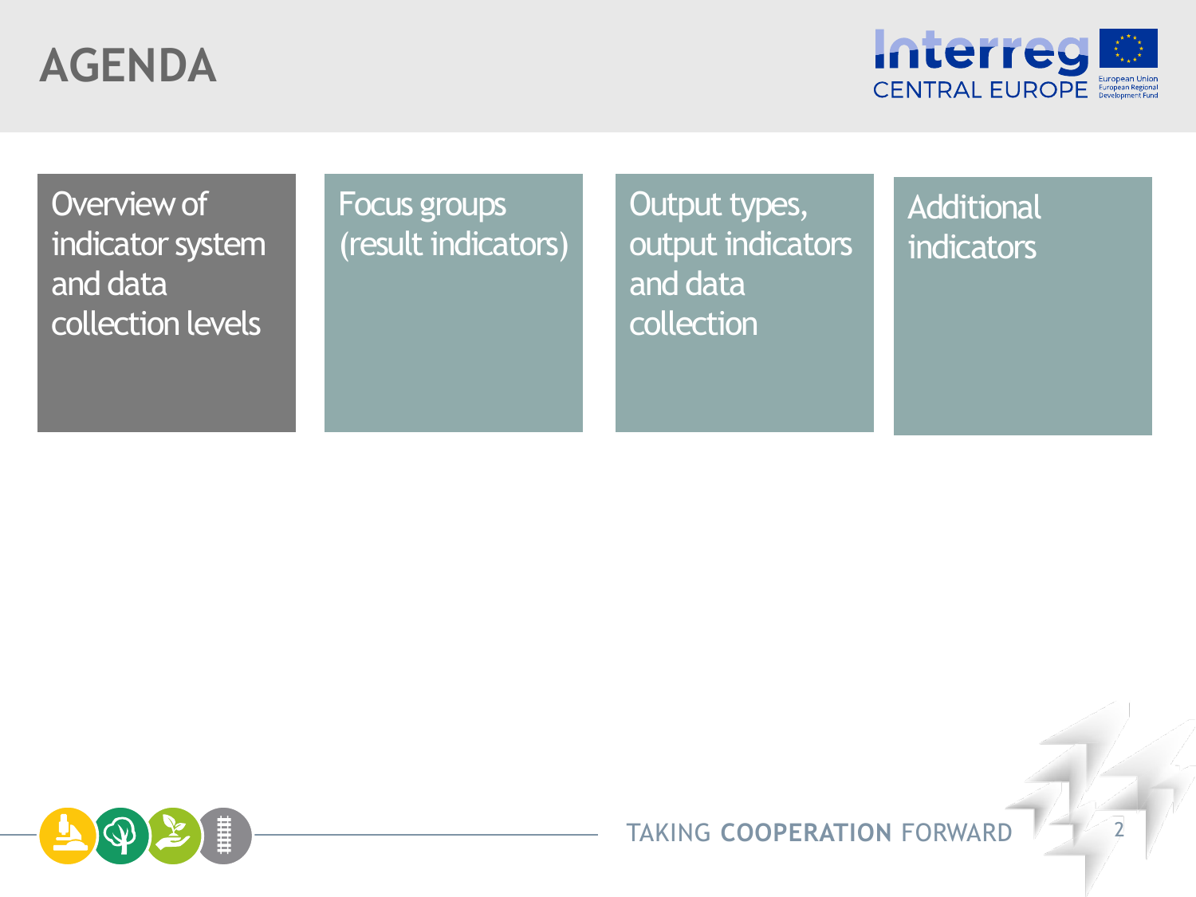# AGENDA

- Overview of indicator system and data collection levels
- Focus groups (result indicators)
- Output types, output indicators and data collection
- Additional indicators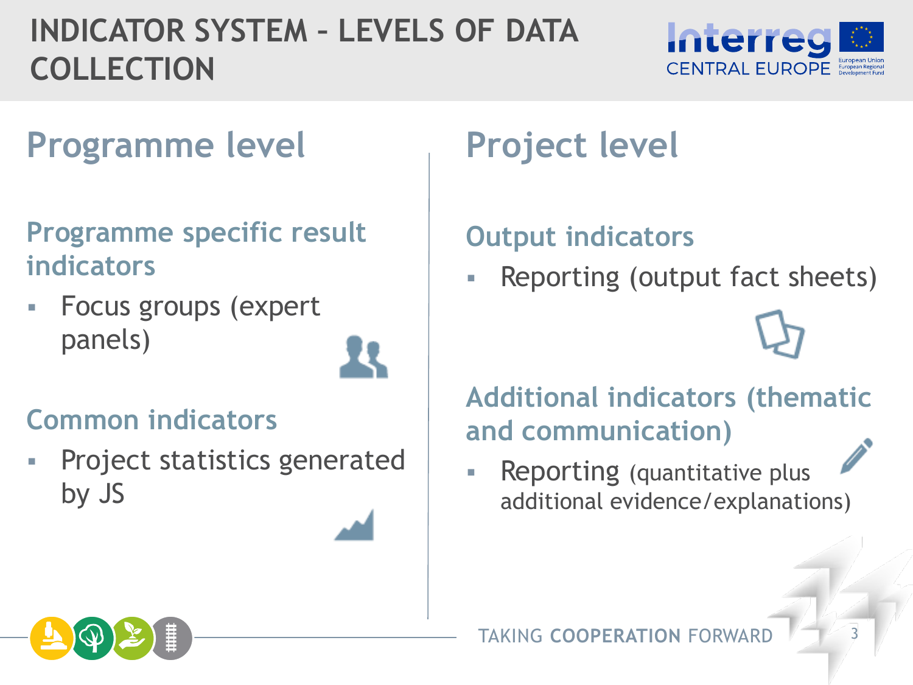# INDICATOR SYSTEM – LEVELS OF DATA COLLECTION

## Programme level

### Programme specific result indicators

- Focus groups (expert panels)

### Common indicators

- Project statistics generated by JS

## Project level

### Output indicators

- Reporting (output fact sheets)

### Additional indicators (thematic and communication)

- Reporting (quantitative plus additional evidence/explanations)

TAKING **COOPERATION** FORWARD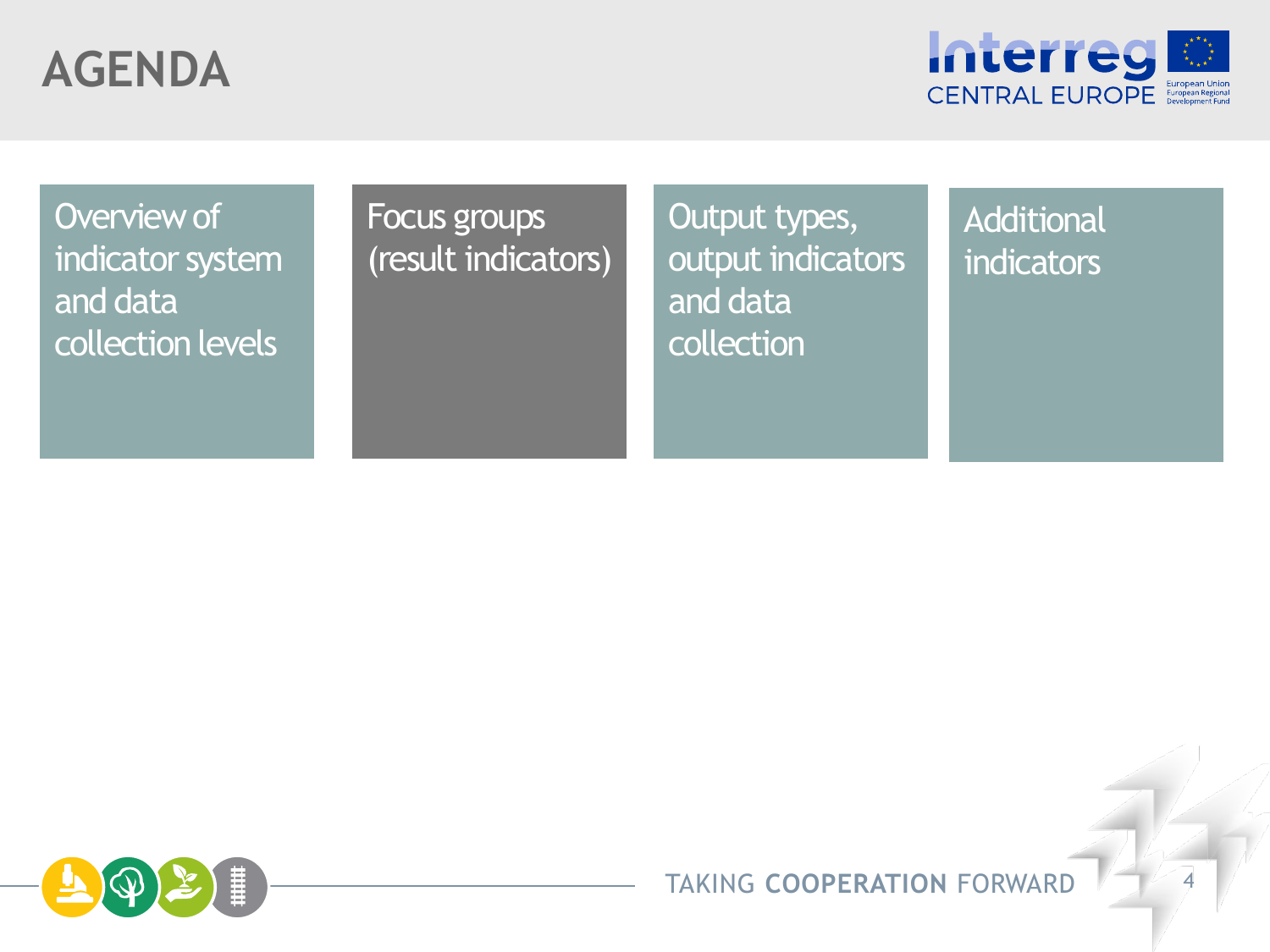# AGENDA

- Overview of indicator system and data collection levels
- Focus groups (result indicators)
- Output types, output indicators and data collection
- Additional indicators

TAKING **COOPERATION** FORWARD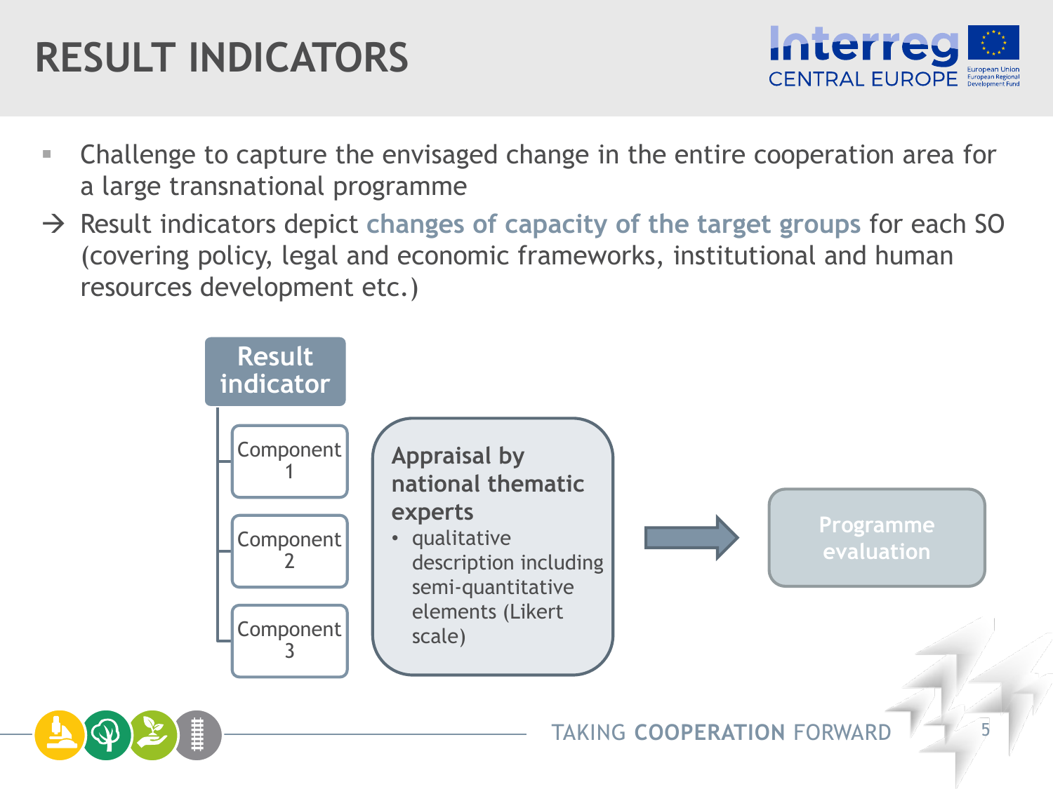# RESULT INDICATORS

- Challenge to capture the envisaged change in the entire cooperation area for a large transnational programme

→ Result indicators depict **changes of capacity of the target groups** for each SO (covering policy, legal and economic frameworks, institutional and human resources development etc.)

**Result indicator**

- Component 1
- Component 2
- Component 3

**Appraisal by national thematic experts**

- qualitative description including semi-quantitative elements (Likert scale)

→ **Programme evaluation**

TAKING **COOPERATION** FORWARD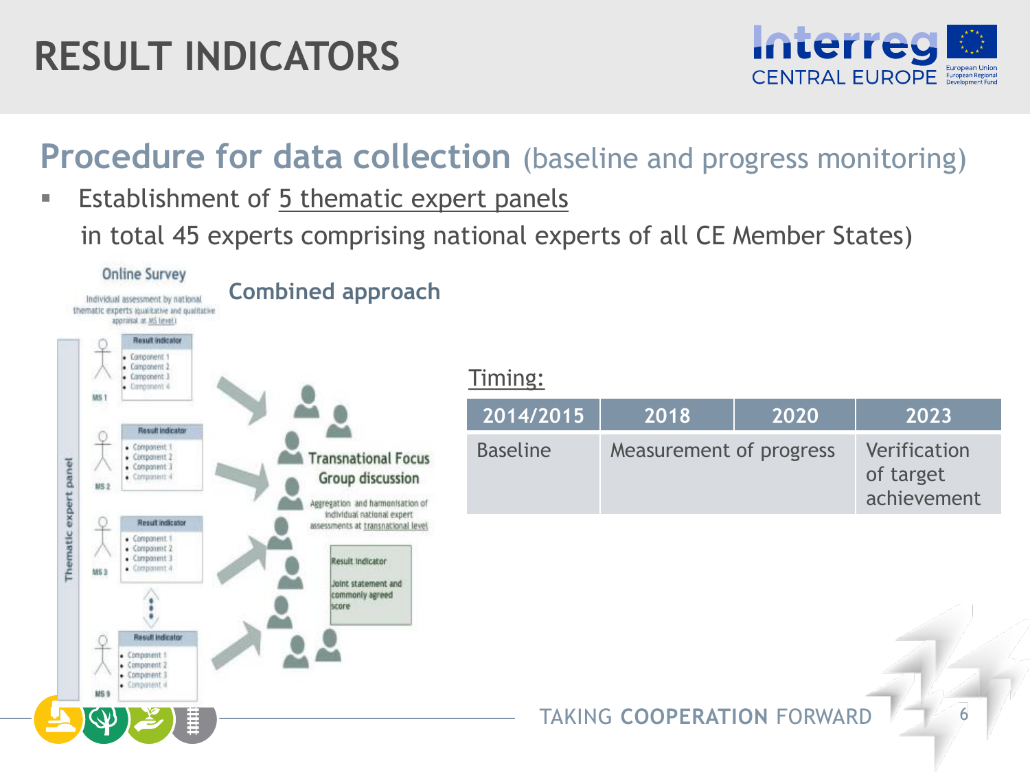# RESULT INDICATORS

## Procedure for data collection (baseline and progress monitoring)

- Establishment of 5 thematic expert panels

  in total 45 experts comprising national experts of all CE Member States)

Online Survey

Individual assessment by national thematic experts (qualitative and qualitative appraisal at MS level)

Combined approach

Thematic expert panel

MS 1
Result indicator
- Component 1
- Component 2
- Component 3
- Component 4

MS 2
Result indicator
- Component 1
- Component 2
- Component 3
- Component 4

MS 3
Result indicator
- Component 1
- Component 2
- Component 3
- Component 4

MS 9
Result indicator
- Component 1
- Component 2
- Component 3
- Component 4

Transnational Focus Group discussion

Aggregation and harmonisation of individual national expert assessments at transnational level

Result indicator

Joint statement and commonly agreed score

Timing:

| 2014/2015 | 2018 | 2020 | 2023 |
|---|---|---|---|
| Baseline | Measurement of progress | | Verification of target achievement |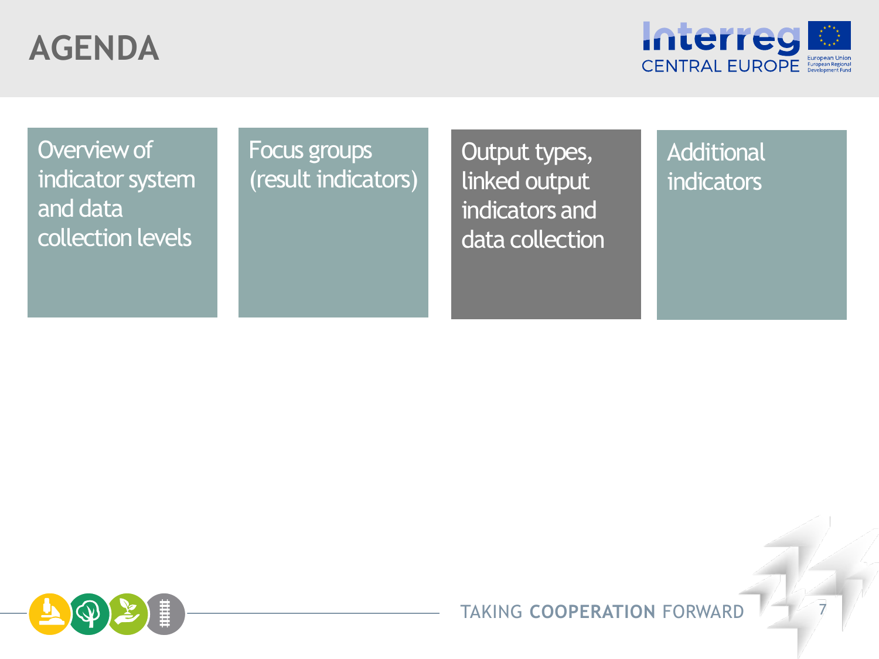# AGENDA

- Overview of indicator system and data collection levels
- Focus groups (result indicators)
- Output types, linked output indicators and data collection
- Additional indicators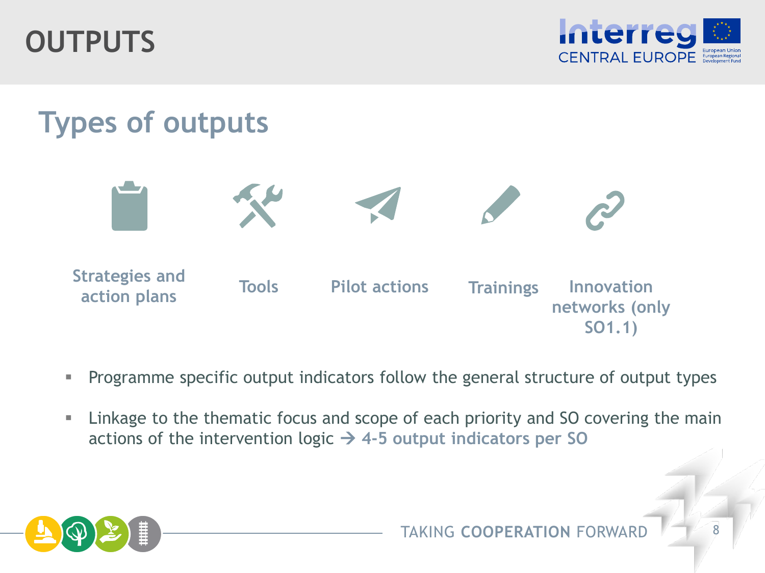# OUTPUTS

## Types of outputs

- Strategies and action plans
- Tools
- Pilot actions
- Trainings
- Innovation networks (only SO1.1)

- Programme specific output indicators follow the general structure of output types
- Linkage to the thematic focus and scope of each priority and SO covering the main actions of the intervention logic → **4-5 output indicators per SO**

TAKING **COOPERATION** FORWARD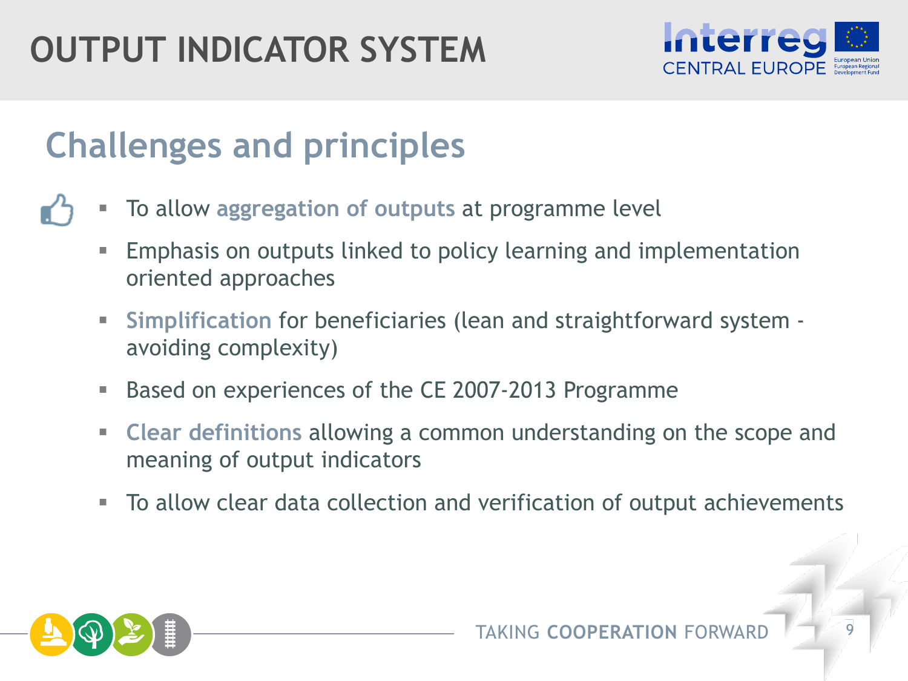# OUTPUT INDICATOR SYSTEM

## Challenges and principles

- To allow **aggregation of outputs** at programme level
- Emphasis on outputs linked to policy learning and implementation oriented approaches
- **Simplification** for beneficiaries (lean and straightforward system - avoiding complexity)
- Based on experiences of the CE 2007-2013 Programme
- **Clear definitions** allowing a common understanding on the scope and meaning of output indicators
- To allow clear data collection and verification of output achievements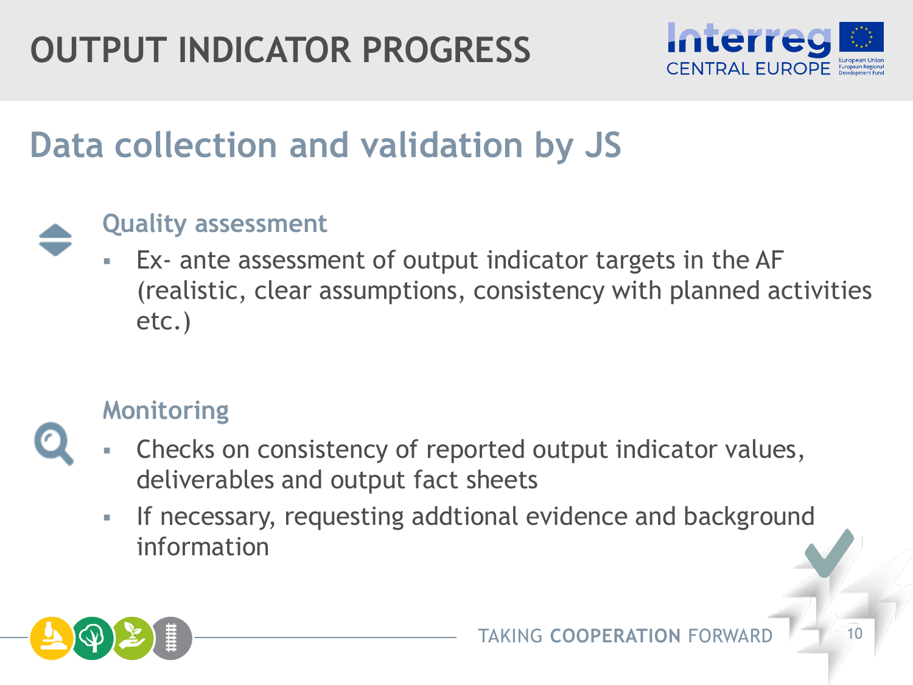# OUTPUT INDICATOR PROGRESS

## Data collection and validation by JS

### Quality assessment

- Ex- ante assessment of output indicator targets in the AF (realistic, clear assumptions, consistency with planned activities etc.)

### Monitoring

- Checks on consistency of reported output indicator values, deliverables and output fact sheets
- If necessary, requesting addtional evidence and background information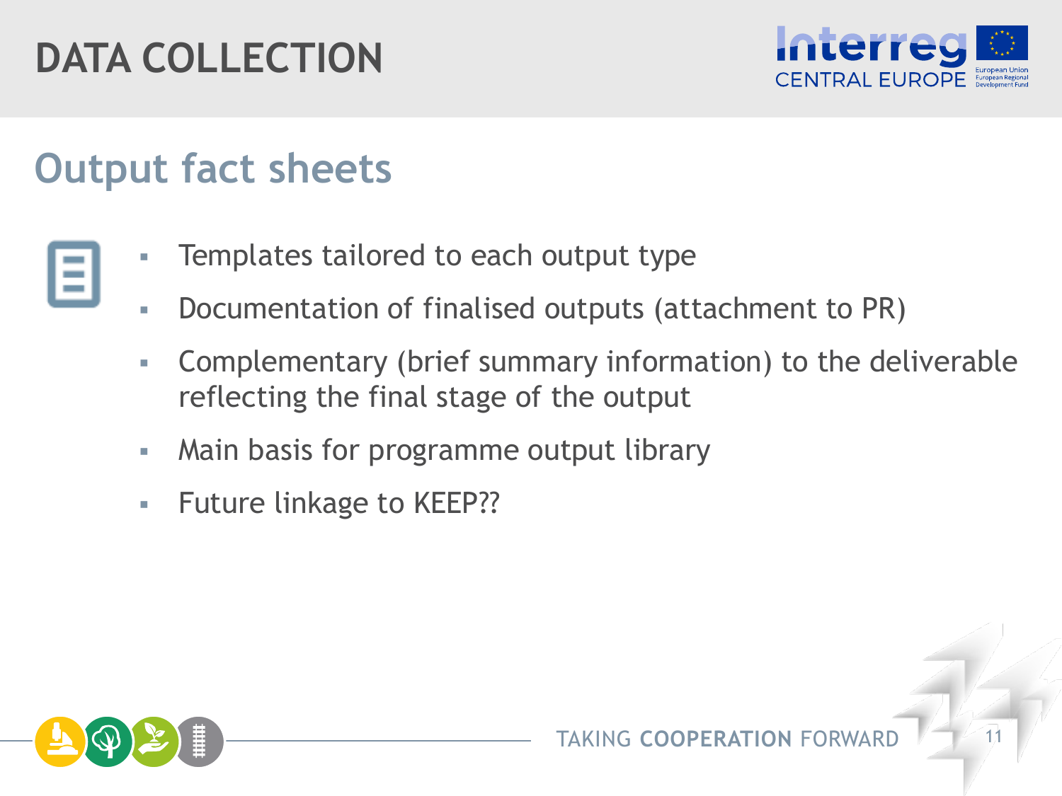# DATA COLLECTION

## Output fact sheets

- Templates tailored to each output type
- Documentation of finalised outputs (attachment to PR)
- Complementary (brief summary information) to the deliverable reflecting the final stage of the output
- Main basis for programme output library
- Future linkage to KEEP??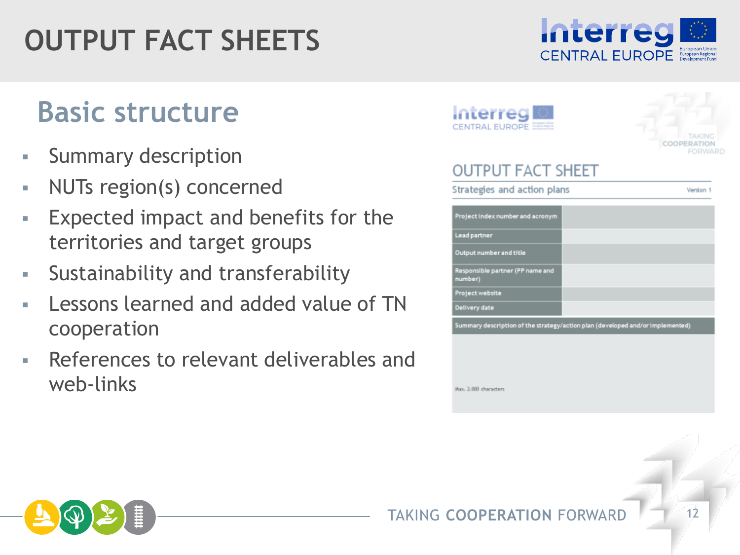# OUTPUT FACT SHEETS

## Basic structure

- Summary description
- NUTs region(s) concerned
- Expected impact and benefits for the territories and target groups
- Sustainability and transferability
- Lessons learned and added value of TN cooperation
- References to relevant deliverables and web-links

Interreg CENTRAL EUROPE

TAKING COOPERATION FORWARD

### OUTPUT FACT SHEET

Strategies and action plans — Version 1

| | |
|---|---|
| Project index number and acronym | |
| Lead partner | |
| Output number and title | |
| Responsible partner (PP name and number) | |
| Project website | |
| Delivery date | |

| Summary description of the strategy/action plan (developed and/or implemented) |
|---|
| Max. 2,000 characters |

TAKING COOPERATION FORWARD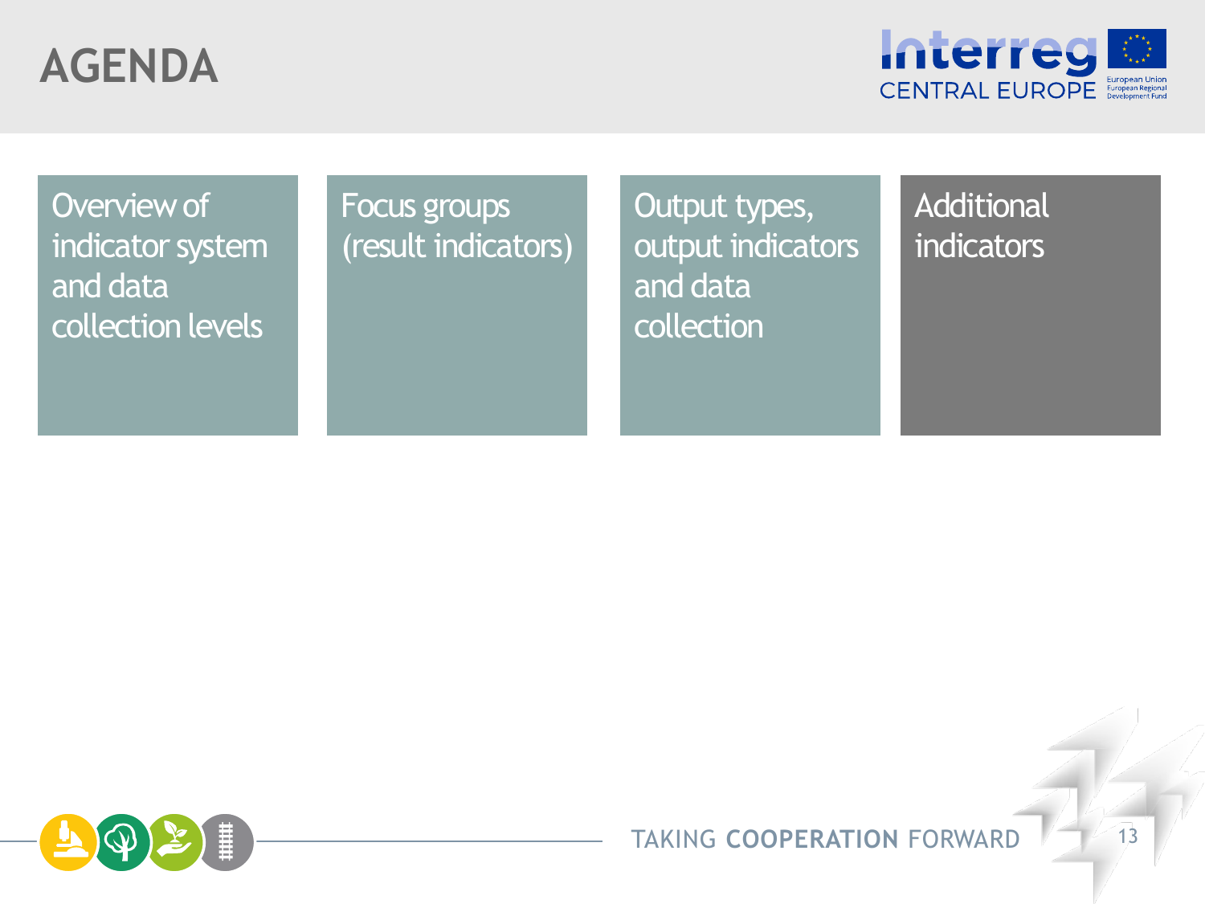# AGENDA

- Overview of indicator system and data collection levels
- Focus groups (result indicators)
- Output types, output indicators and data collection
- Additional indicators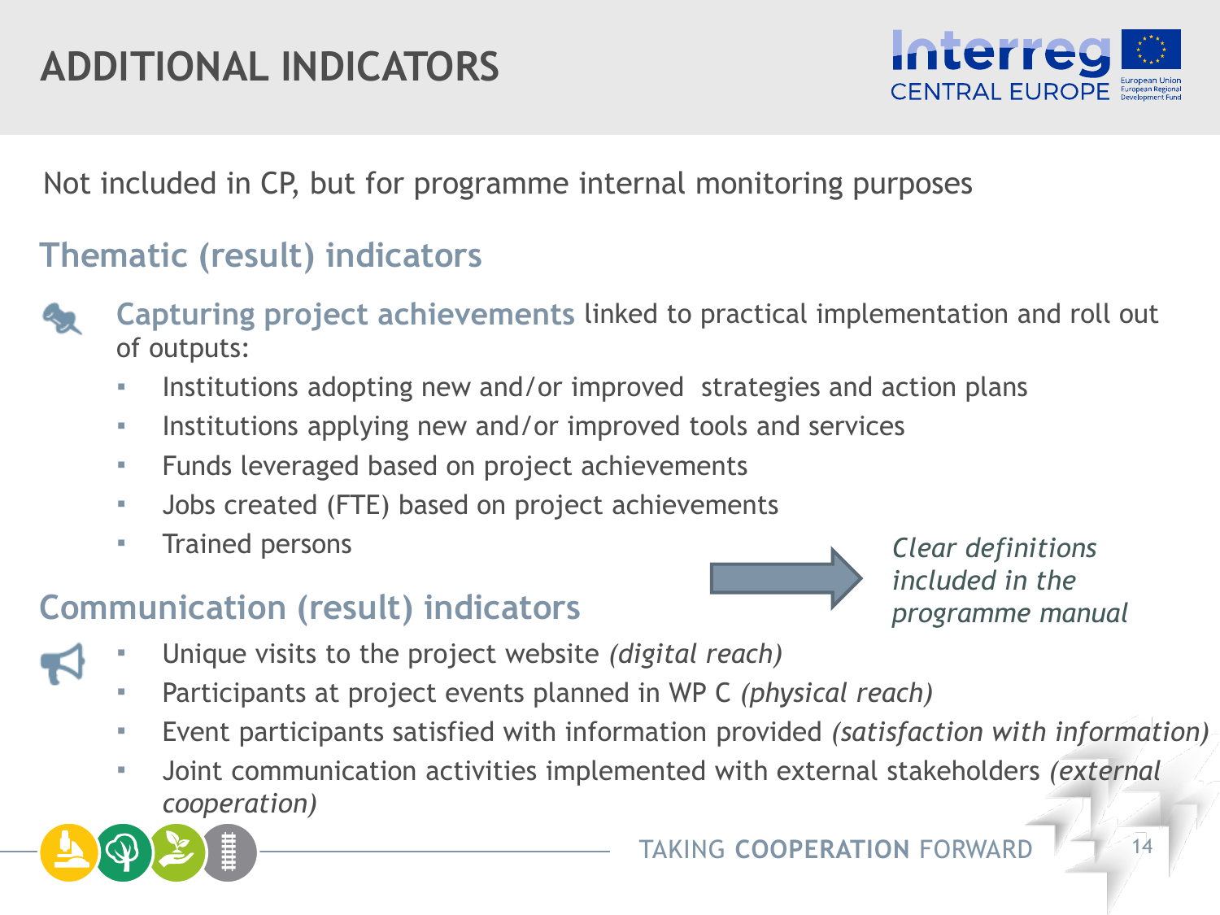# ADDITIONAL INDICATORS

Not included in CP, but for programme internal monitoring purposes

## Thematic (result) indicators

**Capturing project achievements** linked to practical implementation and roll out of outputs:

- Institutions adopting new and/or improved strategies and action plans
- Institutions applying new and/or improved tools and services
- Funds leveraged based on project achievements
- Jobs created (FTE) based on project achievements
- Trained persons

*Clear definitions included in the programme manual*

## Communication (result) indicators

- Unique visits to the project website *(digital reach)*
- Participants at project events planned in WP C *(physical reach)*
- Event participants satisfied with information provided *(satisfaction with information)*
- Joint communication activities implemented with external stakeholders *(external cooperation)*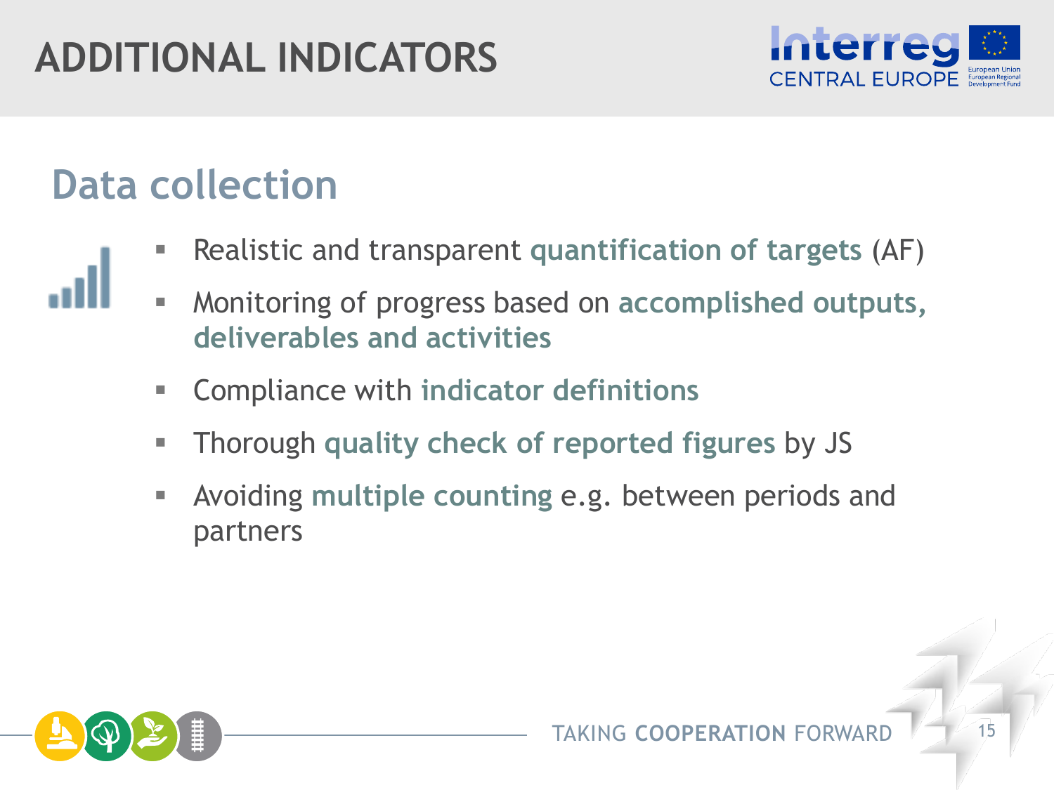# ADDITIONAL INDICATORS

## Data collection

- Realistic and transparent **quantification of targets** (AF)
- Monitoring of progress based on **accomplished outputs, deliverables and activities**
- Compliance with **indicator definitions**
- Thorough **quality check of reported figures** by JS
- Avoiding **multiple counting** e.g. between periods and partners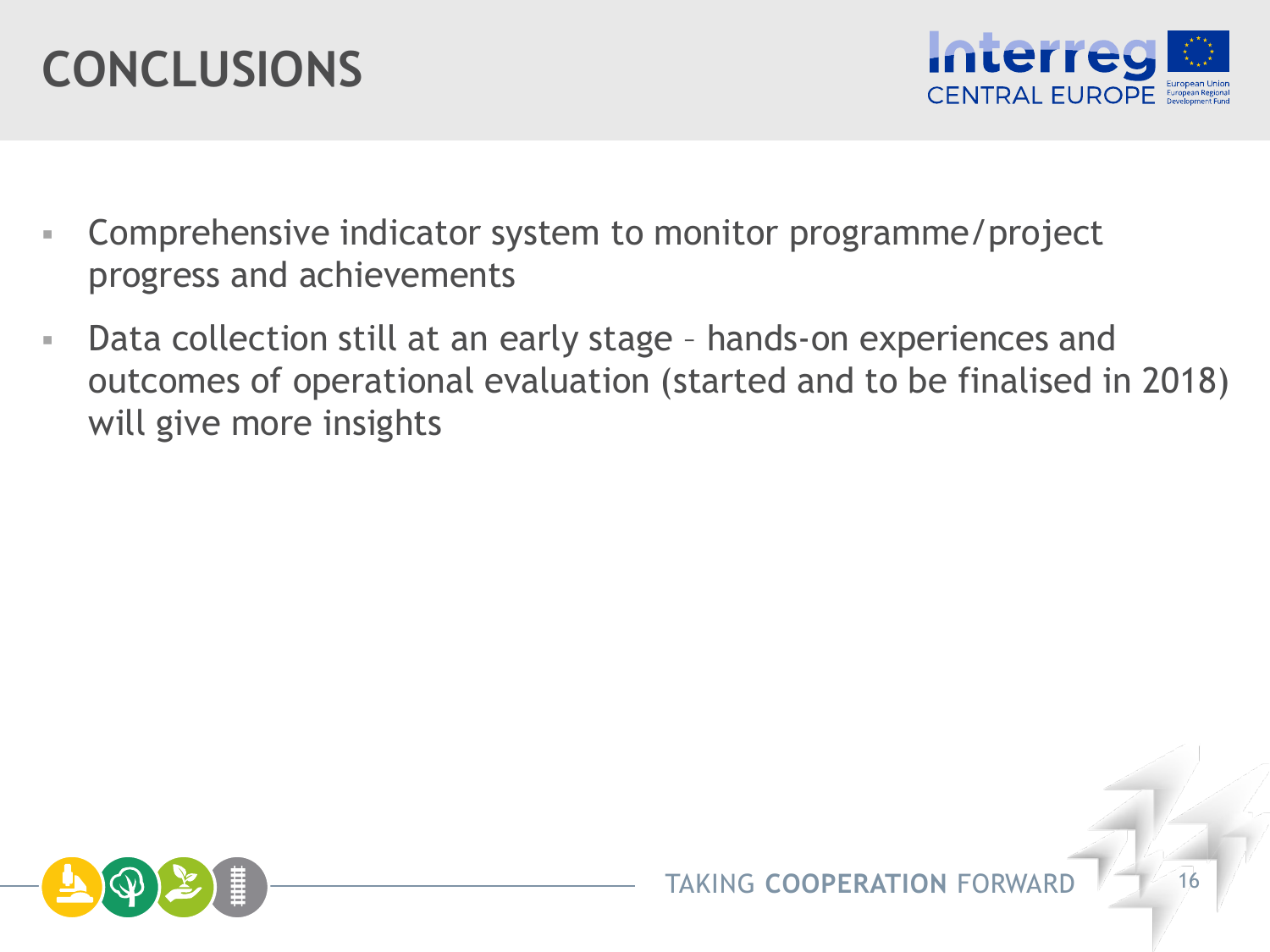# CONCLUSIONS

- Comprehensive indicator system to monitor programme/project progress and achievements
- Data collection still at an early stage – hands-on experiences and outcomes of operational evaluation (started and to be finalised in 2018) will give more insights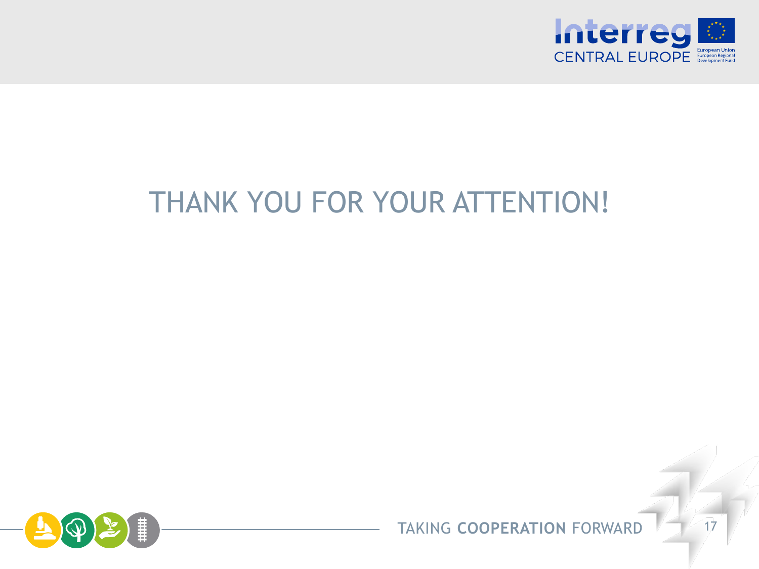# THANK YOU FOR YOUR ATTENTION!